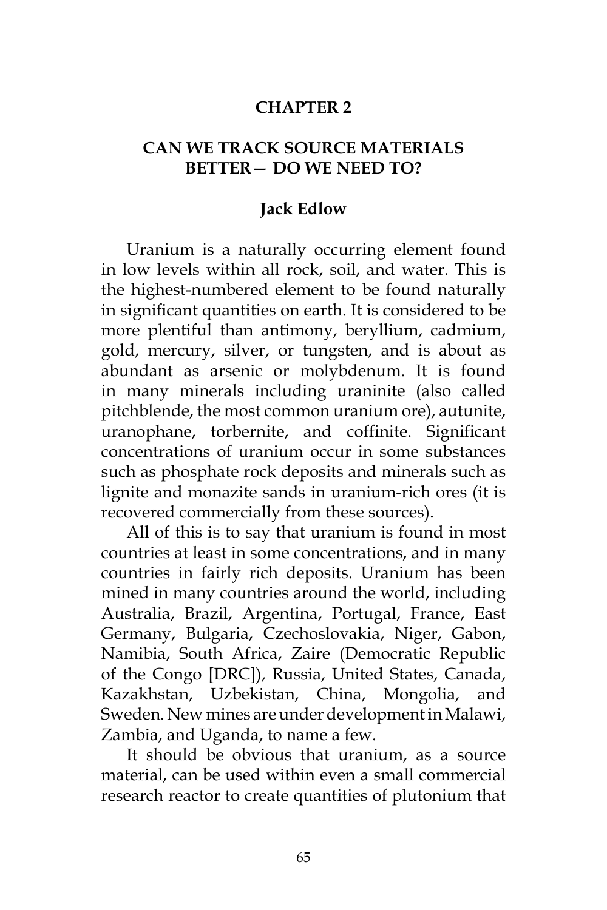# CHAPTER 2

## CAN WE TRACK SOURCE MATERIALS BETTER— DO WE NEED TO?

**Jack Edlow**

Uranium is a naturally occurring element found in low levels within all rock, soil, and water. This is the highest-numbered element to be found naturally in significant quantities on earth. It is considered to be more plentiful than antimony, beryllium, cadmium, gold, mercury, silver, or tungsten, and is about as abundant as arsenic or molybdenum. It is found in many minerals including uraninite (also called pitchblende, the most common uranium ore), autunite, uranophane, torbernite, and coffinite. Significant concentrations of uranium occur in some substances such as phosphate rock deposits and minerals such as lignite and monazite sands in uranium-rich ores (it is recovered commercially from these sources).

All of this is to say that uranium is found in most countries at least in some concentrations, and in many countries in fairly rich deposits. Uranium has been mined in many countries around the world, including Australia, Brazil, Argentina, Portugal, France, East Germany, Bulgaria, Czechoslovakia, Niger, Gabon, Namibia, South Africa, Zaire (Democratic Republic of the Congo [DRC]), Russia, United States, Canada, Kazakhstan, Uzbekistan, China, Mongolia, and Sweden. New mines are under development in Malawi, Zambia, and Uganda, to name a few.

It should be obvious that uranium, as a source material, can be used within even a small commercial research reactor to create quantities of plutonium that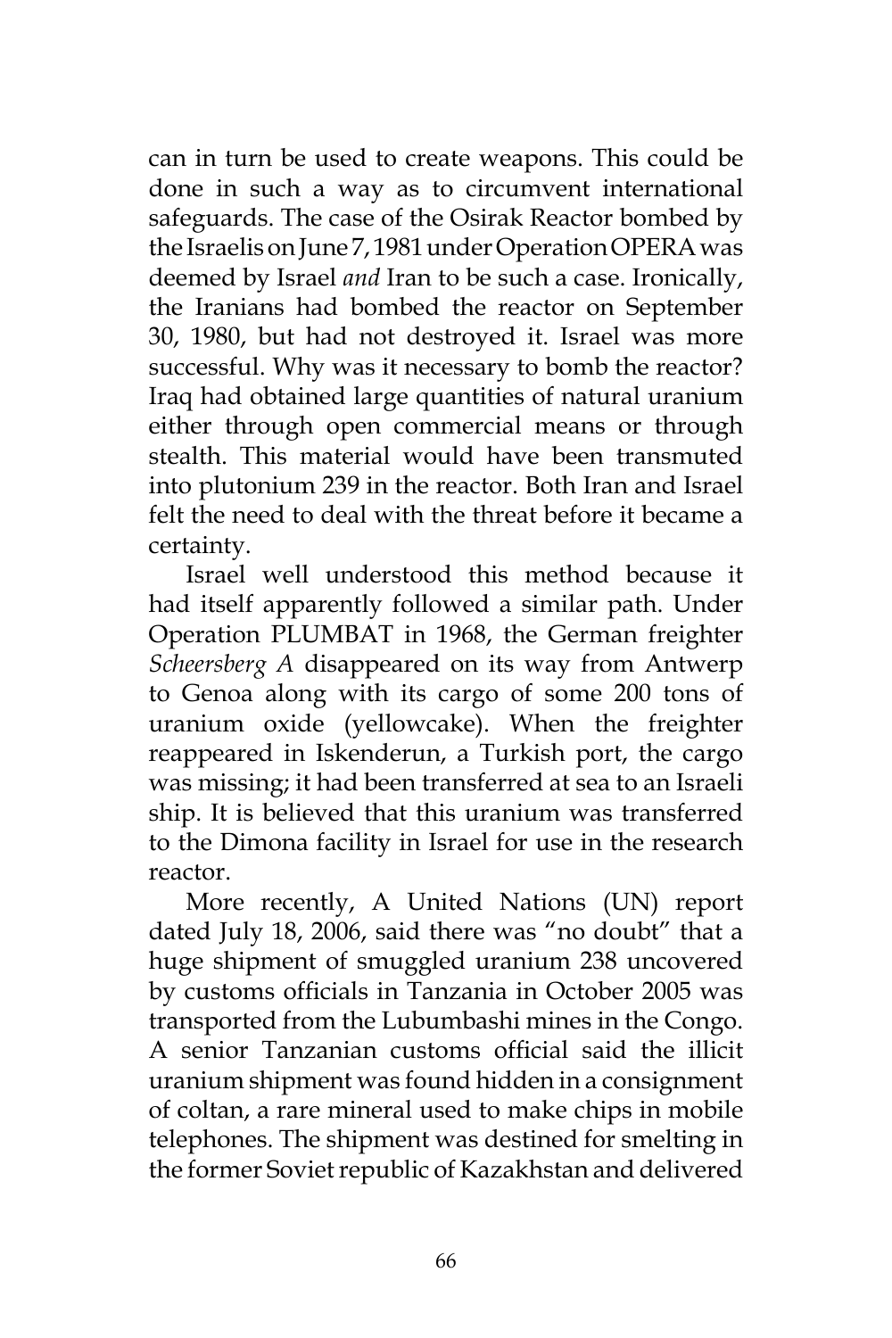can in turn be used to create weapons. This could be done in such a way as to circumvent international safeguards. The case of the Osirak Reactor bombed by the Israelis on June 7, 1981 under Operation OPERA was deemed by Israel *and* Iran to be such a case. Ironically, the Iranians had bombed the reactor on September 30, 1980, but had not destroyed it. Israel was more successful. Why was it necessary to bomb the reactor? Iraq had obtained large quantities of natural uranium either through open commercial means or through stealth. This material would have been transmuted into plutonium 239 in the reactor. Both Iran and Israel felt the need to deal with the threat before it became a certainty.

Israel well understood this method because it had itself apparently followed a similar path. Under Operation PLUMBAT in 1968, the German freighter *Scheersberg A* disappeared on its way from Antwerp to Genoa along with its cargo of some 200 tons of uranium oxide (yellowcake). When the freighter reappeared in Iskenderun, a Turkish port, the cargo was missing; it had been transferred at sea to an Israeli ship. It is believed that this uranium was transferred to the Dimona facility in Israel for use in the research reactor.

More recently, A United Nations (UN) report dated July 18, 2006, said there was "no doubt" that a huge shipment of smuggled uranium 238 uncovered by customs officials in Tanzania in October 2005 was transported from the Lubumbashi mines in the Congo. A senior Tanzanian customs official said the illicit uranium shipment was found hidden in a consignment of coltan, a rare mineral used to make chips in mobile telephones. The shipment was destined for smelting in the former Soviet republic of Kazakhstan and delivered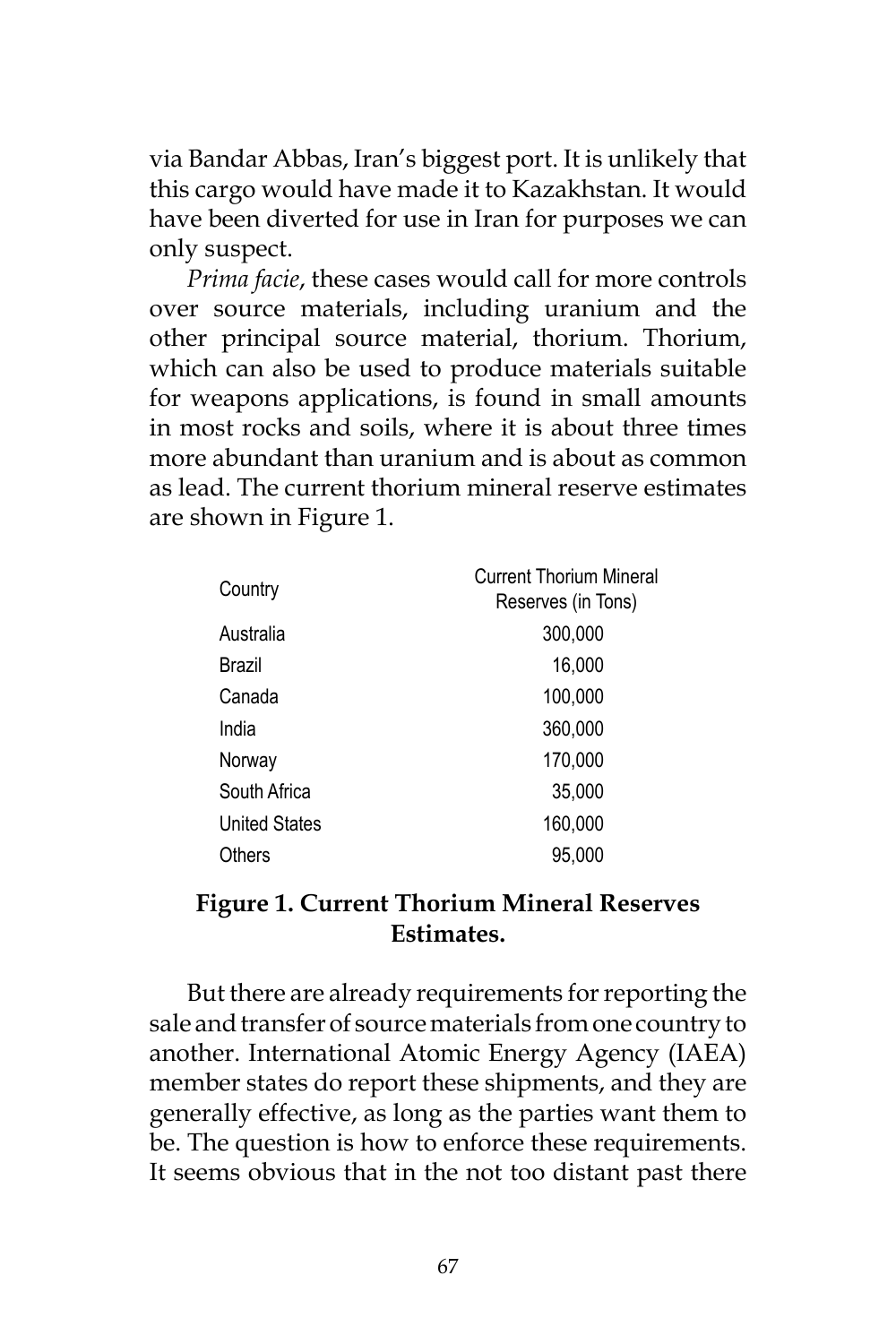via Bandar Abbas, Iran's biggest port. It is unlikely that this cargo would have made it to Kazakhstan. It would have been diverted for use in Iran for purposes we can only suspect.

*Prima facie*, these cases would call for more controls over source materials, including uranium and the other principal source material, thorium. Thorium, which can also be used to produce materials suitable for weapons applications, is found in small amounts in most rocks and soils, where it is about three times more abundant than uranium and is about as common as lead. The current thorium mineral reserve estimates are shown in Figure 1.

| Country | Current Thorium Mineral Reserves (in Tons) |
|---|---|
| Australia | 300,000 |
| Brazil | 16,000 |
| Canada | 100,000 |
| India | 360,000 |
| Norway | 170,000 |
| South Africa | 35,000 |
| United States | 160,000 |
| Others | 95,000 |

**Figure 1. Current Thorium Mineral Reserves Estimates.**

But there are already requirements for reporting the sale and transfer of source materials from one country to another. International Atomic Energy Agency (IAEA) member states do report these shipments, and they are generally effective, as long as the parties want them to be. The question is how to enforce these requirements. It seems obvious that in the not too distant past there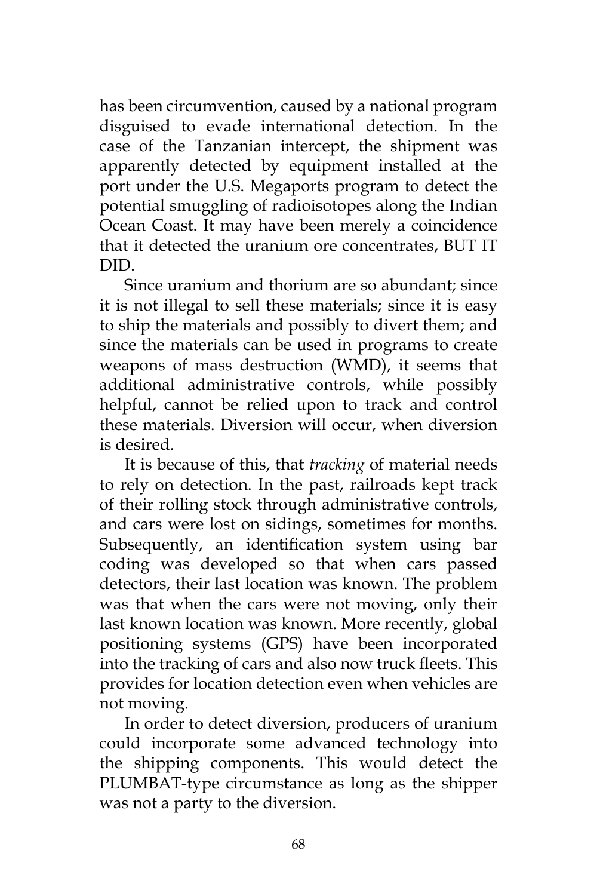has been circumvention, caused by a national program disguised to evade international detection. In the case of the Tanzanian intercept, the shipment was apparently detected by equipment installed at the port under the U.S. Megaports program to detect the potential smuggling of radioisotopes along the Indian Ocean Coast. It may have been merely a coincidence that it detected the uranium ore concentrates, BUT IT DID.

Since uranium and thorium are so abundant; since it is not illegal to sell these materials; since it is easy to ship the materials and possibly to divert them; and since the materials can be used in programs to create weapons of mass destruction (WMD), it seems that additional administrative controls, while possibly helpful, cannot be relied upon to track and control these materials. Diversion will occur, when diversion is desired.

It is because of this, that *tracking* of material needs to rely on detection. In the past, railroads kept track of their rolling stock through administrative controls, and cars were lost on sidings, sometimes for months. Subsequently, an identification system using bar coding was developed so that when cars passed detectors, their last location was known. The problem was that when the cars were not moving, only their last known location was known. More recently, global positioning systems (GPS) have been incorporated into the tracking of cars and also now truck fleets. This provides for location detection even when vehicles are not moving.

In order to detect diversion, producers of uranium could incorporate some advanced technology into the shipping components. This would detect the PLUMBAT-type circumstance as long as the shipper was not a party to the diversion.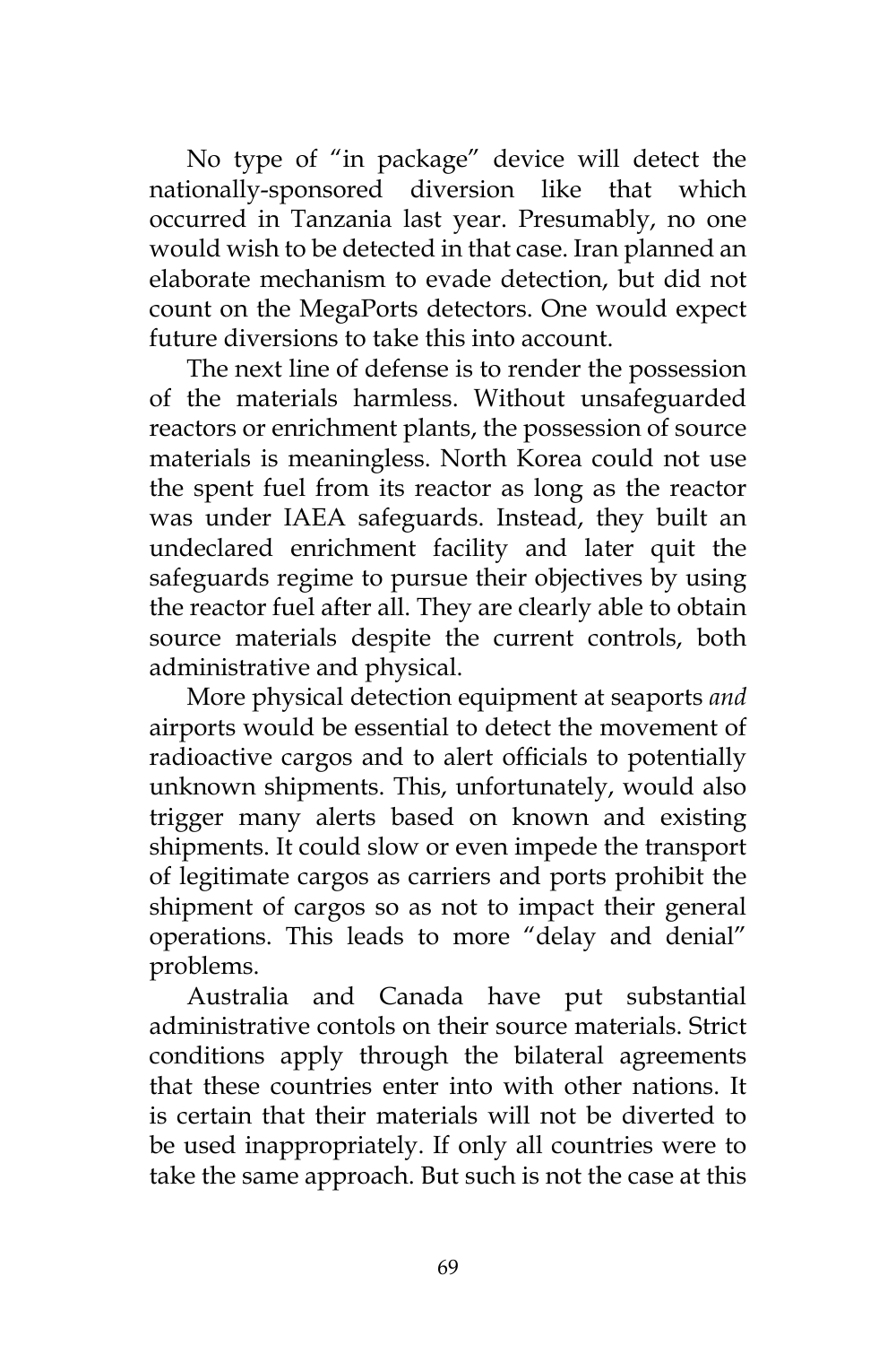No type of "in package" device will detect the nationally-sponsored diversion like that which occurred in Tanzania last year. Presumably, no one would wish to be detected in that case. Iran planned an elaborate mechanism to evade detection, but did not count on the MegaPorts detectors. One would expect future diversions to take this into account.

The next line of defense is to render the possession of the materials harmless. Without unsafeguarded reactors or enrichment plants, the possession of source materials is meaningless. North Korea could not use the spent fuel from its reactor as long as the reactor was under IAEA safeguards. Instead, they built an undeclared enrichment facility and later quit the safeguards regime to pursue their objectives by using the reactor fuel after all. They are clearly able to obtain source materials despite the current controls, both administrative and physical.

More physical detection equipment at seaports *and* airports would be essential to detect the movement of radioactive cargos and to alert officials to potentially unknown shipments. This, unfortunately, would also trigger many alerts based on known and existing shipments. It could slow or even impede the transport of legitimate cargos as carriers and ports prohibit the shipment of cargos so as not to impact their general operations. This leads to more "delay and denial" problems.

Australia and Canada have put substantial administrative contols on their source materials. Strict conditions apply through the bilateral agreements that these countries enter into with other nations. It is certain that their materials will not be diverted to be used inappropriately. If only all countries were to take the same approach. But such is not the case at this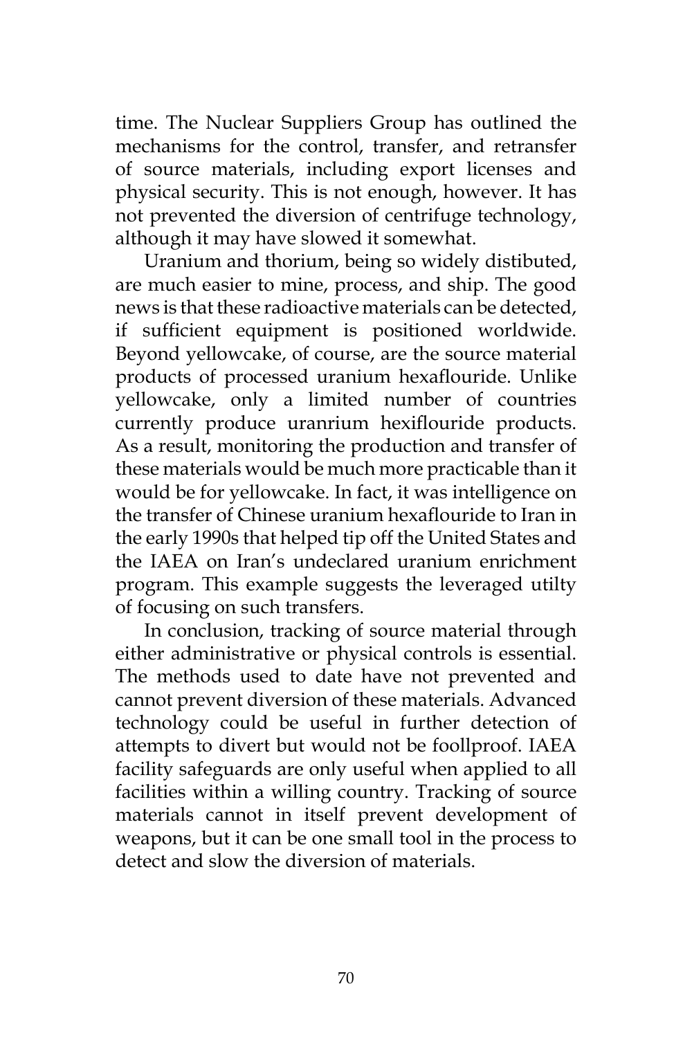time. The Nuclear Suppliers Group has outlined the mechanisms for the control, transfer, and retransfer of source materials, including export licenses and physical security. This is not enough, however. It has not prevented the diversion of centrifuge technology, although it may have slowed it somewhat.

Uranium and thorium, being so widely distibuted, are much easier to mine, process, and ship. The good news is that these radioactive materials can be detected, if sufficient equipment is positioned worldwide. Beyond yellowcake, of course, are the source material products of processed uranium hexaflouride. Unlike yellowcake, only a limited number of countries currently produce uranrium hexiflouride products. As a result, monitoring the production and transfer of these materials would be much more practicable than it would be for yellowcake. In fact, it was intelligence on the transfer of Chinese uranium hexaflouride to Iran in the early 1990s that helped tip off the United States and the IAEA on Iran's undeclared uranium enrichment program. This example suggests the leveraged utilty of focusing on such transfers.

In conclusion, tracking of source material through either administrative or physical controls is essential. The methods used to date have not prevented and cannot prevent diversion of these materials. Advanced technology could be useful in further detection of attempts to divert but would not be foollproof. IAEA facility safeguards are only useful when applied to all facilities within a willing country. Tracking of source materials cannot in itself prevent development of weapons, but it can be one small tool in the process to detect and slow the diversion of materials.